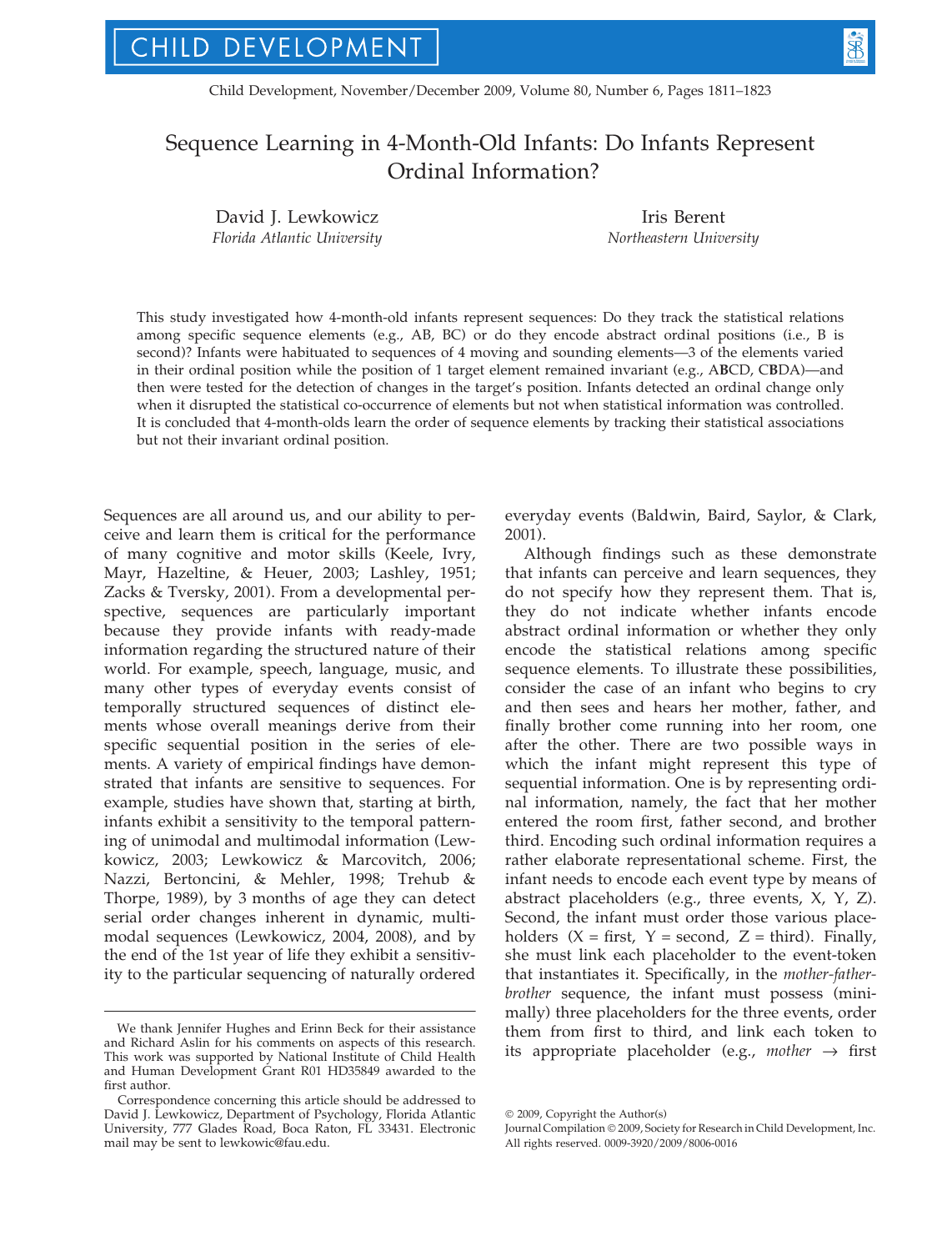# Sequence Learning in 4-Month-Old Infants: Do Infants Represent Ordinal Information?

David J. Lewkowicz
*Florida Atlantic University*

Iris Berent
*Northeastern University*

This study investigated how 4-month-old infants represent sequences: Do they track the statistical relations among specific sequence elements (e.g., AB, BC) or do they encode abstract ordinal positions (i.e., B is second)? Infants were habituated to sequences of 4 moving and sounding elements—3 of the elements varied in their ordinal position while the position of 1 target element remained invariant (e.g., A**B**CD, C**B**DA)—and then were tested for the detection of changes in the target's position. Infants detected an ordinal change only when it disrupted the statistical co-occurrence of elements but not when statistical information was controlled. It is concluded that 4-month-olds learn the order of sequence elements by tracking their statistical associations but not their invariant ordinal position.

Sequences are all around us, and our ability to perceive and learn them is critical for the performance of many cognitive and motor skills (Keele, Ivry, Mayr, Hazeltine, & Heuer, 2003; Lashley, 1951; Zacks & Tversky, 2001). From a developmental perspective, sequences are particularly important because they provide infants with ready-made information regarding the structured nature of their world. For example, speech, language, music, and many other types of everyday events consist of temporally structured sequences of distinct elements whose overall meanings derive from their specific sequential position in the series of elements. A variety of empirical findings have demonstrated that infants are sensitive to sequences. For example, studies have shown that, starting at birth, infants exhibit a sensitivity to the temporal patterning of unimodal and multimodal information (Lewkowicz, 2003; Lewkowicz & Marcovitch, 2006; Nazzi, Bertoncini, & Mehler, 1998; Trehub & Thorpe, 1989), by 3 months of age they can detect serial order changes inherent in dynamic, multimodal sequences (Lewkowicz, 2004, 2008), and by the end of the 1st year of life they exhibit a sensitivity to the particular sequencing of naturally ordered everyday events (Baldwin, Baird, Saylor, & Clark, 2001).

Although findings such as these demonstrate that infants can perceive and learn sequences, they do not specify how they represent them. That is, they do not indicate whether infants encode abstract ordinal information or whether they only encode the statistical relations among specific sequence elements. To illustrate these possibilities, consider the case of an infant who begins to cry and then sees and hears her mother, father, and finally brother come running into her room, one after the other. There are two possible ways in which the infant might represent this type of sequential information. One is by representing ordinal information, namely, the fact that her mother entered the room first, father second, and brother third. Encoding such ordinal information requires a rather elaborate representational scheme. First, the infant needs to encode each event type by means of abstract placeholders (e.g., three events, X, Y, Z). Second, the infant must order those various placeholders (X = first, Y = second, Z = third). Finally, she must link each placeholder to the event-token that instantiates it. Specifically, in the *mother-father-brother* sequence, the infant must possess (minimally) three placeholders for the three events, order them from first to third, and link each token to its appropriate placeholder (e.g., *mother* → first

We thank Jennifer Hughes and Erinn Beck for their assistance and Richard Aslin for his comments on aspects of this research. This work was supported by National Institute of Child Health and Human Development Grant R01 HD35849 awarded to the first author.

Correspondence concerning this article should be addressed to David J. Lewkowicz, Department of Psychology, Florida Atlantic University, 777 Glades Road, Boca Raton, FL 33431. Electronic mail may be sent to lewkowic@fau.edu.

© 2009, Copyright the Author(s)
Journal Compilation © 2009, Society for Research in Child Development, Inc.
All rights reserved. 0009-3920/2009/8006-0016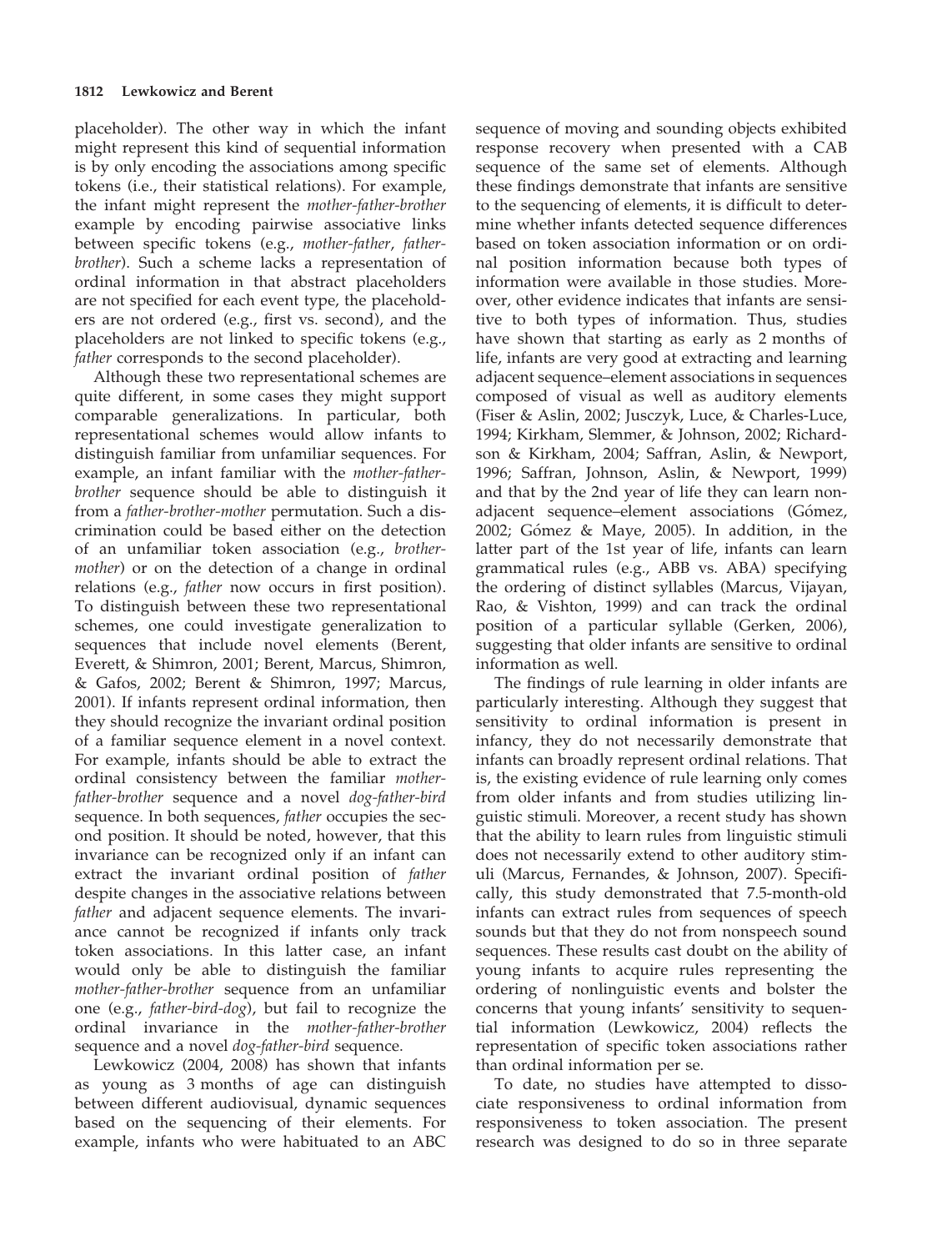placeholder). The other way in which the infant might represent this kind of sequential information is by only encoding the associations among specific tokens (i.e., their statistical relations). For example, the infant might represent the *mother-father-brother* example by encoding pairwise associative links between specific tokens (e.g., *mother-father*, *father-brother*). Such a scheme lacks a representation of ordinal information in that abstract placeholders are not specified for each event type, the placeholders are not ordered (e.g., first vs. second), and the placeholders are not linked to specific tokens (e.g., *father* corresponds to the second placeholder).

Although these two representational schemes are quite different, in some cases they might support comparable generalizations. In particular, both representational schemes would allow infants to distinguish familiar from unfamiliar sequences. For example, an infant familiar with the *mother-father-brother* sequence should be able to distinguish it from a *father-brother-mother* permutation. Such a discrimination could be based either on the detection of an unfamiliar token association (e.g., *brother-mother*) or on the detection of a change in ordinal relations (e.g., *father* now occurs in first position). To distinguish between these two representational schemes, one could investigate generalization to sequences that include novel elements (Berent, Everett, & Shimron, 2001; Berent, Marcus, Shimron, & Gafos, 2002; Berent & Shimron, 1997; Marcus, 2001). If infants represent ordinal information, then they should recognize the invariant ordinal position of a familiar sequence element in a novel context. For example, infants should be able to extract the ordinal consistency between the familiar *mother-father-brother* sequence and a novel *dog-father-bird* sequence. In both sequences, *father* occupies the second position. It should be noted, however, that this invariance can be recognized only if an infant can extract the invariant ordinal position of *father* despite changes in the associative relations between *father* and adjacent sequence elements. The invariance cannot be recognized if infants only track token associations. In this latter case, an infant would only be able to distinguish the familiar *mother-father-brother* sequence from an unfamiliar one (e.g., *father-bird-dog*), but fail to recognize the ordinal invariance in the *mother-father-brother* sequence and a novel *dog-father-bird* sequence.

Lewkowicz (2004, 2008) has shown that infants as young as 3 months of age can distinguish between different audiovisual, dynamic sequences based on the sequencing of their elements. For example, infants who were habituated to an ABC sequence of moving and sounding objects exhibited response recovery when presented with a CAB sequence of the same set of elements. Although these findings demonstrate that infants are sensitive to the sequencing of elements, it is difficult to determine whether infants detected sequence differences based on token association information or on ordinal position information because both types of information were available in those studies. Moreover, other evidence indicates that infants are sensitive to both types of information. Thus, studies have shown that starting as early as 2 months of life, infants are very good at extracting and learning adjacent sequence–element associations in sequences composed of visual as well as auditory elements (Fiser & Aslin, 2002; Jusczyk, Luce, & Charles-Luce, 1994; Kirkham, Slemmer, & Johnson, 2002; Richardson & Kirkham, 2004; Saffran, Aslin, & Newport, 1996; Saffran, Johnson, Aslin, & Newport, 1999) and that by the 2nd year of life they can learn nonadjacent sequence–element associations (Gómez, 2002; Gómez & Maye, 2005). In addition, in the latter part of the 1st year of life, infants can learn grammatical rules (e.g., ABB vs. ABA) specifying the ordering of distinct syllables (Marcus, Vijayan, Rao, & Vishton, 1999) and can track the ordinal position of a particular syllable (Gerken, 2006), suggesting that older infants are sensitive to ordinal information as well.

The findings of rule learning in older infants are particularly interesting. Although they suggest that sensitivity to ordinal information is present in infancy, they do not necessarily demonstrate that infants can broadly represent ordinal relations. That is, the existing evidence of rule learning only comes from older infants and from studies utilizing linguistic stimuli. Moreover, a recent study has shown that the ability to learn rules from linguistic stimuli does not necessarily extend to other auditory stimuli (Marcus, Fernandes, & Johnson, 2007). Specifically, this study demonstrated that 7.5-month-old infants can extract rules from sequences of speech sounds but that they do not from nonspeech sound sequences. These results cast doubt on the ability of young infants to acquire rules representing the ordering of nonlinguistic events and bolster the concerns that young infants' sensitivity to sequential information (Lewkowicz, 2004) reflects the representation of specific token associations rather than ordinal information per se.

To date, no studies have attempted to dissociate responsiveness to ordinal information from responsiveness to token association. The present research was designed to do so in three separate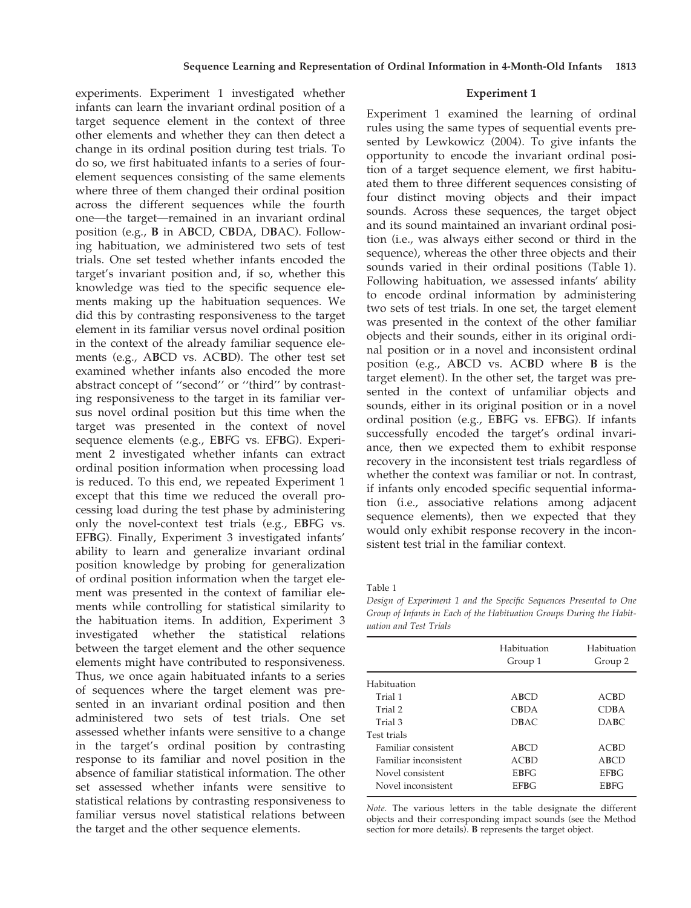experiments. Experiment 1 investigated whether infants can learn the invariant ordinal position of a target sequence element in the context of three other elements and whether they can then detect a change in its ordinal position during test trials. To do so, we first habituated infants to a series of four-element sequences consisting of the same elements where three of them changed their ordinal position across the different sequences while the fourth one—the target—remained in an invariant ordinal position (e.g., **B** in A**B**CD, C**B**DA, D**B**AC). Following habituation, we administered two sets of test trials. One set tested whether infants encoded the target's invariant position and, if so, whether this knowledge was tied to the specific sequence elements making up the habituation sequences. We did this by contrasting responsiveness to the target element in its familiar versus novel ordinal position in the context of the already familiar sequence elements (e.g., A**B**CD vs. AC**B**D). The other test set examined whether infants also encoded the more abstract concept of ''second'' or ''third'' by contrasting responsiveness to the target in its familiar versus novel ordinal position but this time when the target was presented in the context of novel sequence elements (e.g., E**B**FG vs. EF**B**G). Experiment 2 investigated whether infants can extract ordinal position information when processing load is reduced. To this end, we repeated Experiment 1 except that this time we reduced the overall processing load during the test phase by administering only the novel-context test trials (e.g., E**B**FG vs. EF**B**G). Finally, Experiment 3 investigated infants' ability to learn and generalize invariant ordinal position knowledge by probing for generalization of ordinal position information when the target element was presented in the context of familiar elements while controlling for statistical similarity to the habituation items. In addition, Experiment 3 investigated whether the statistical relations between the target element and the other sequence elements might have contributed to responsiveness. Thus, we once again habituated infants to a series of sequences where the target element was presented in an invariant ordinal position and then administered two sets of test trials. One set assessed whether infants were sensitive to a change in the target's ordinal position by contrasting response to its familiar and novel position in the absence of familiar statistical information. The other set assessed whether infants were sensitive to statistical relations by contrasting responsiveness to familiar versus novel statistical relations between the target and the other sequence elements.

## Experiment 1

Experiment 1 examined the learning of ordinal rules using the same types of sequential events presented by Lewkowicz (2004). To give infants the opportunity to encode the invariant ordinal position of a target sequence element, we first habituated them to three different sequences consisting of four distinct moving objects and their impact sounds. Across these sequences, the target object and its sound maintained an invariant ordinal position (i.e., was always either second or third in the sequence), whereas the other three objects and their sounds varied in their ordinal positions (Table 1). Following habituation, we assessed infants' ability to encode ordinal information by administering two sets of test trials. In one set, the target element was presented in the context of the other familiar objects and their sounds, either in its original ordinal position or in a novel and inconsistent ordinal position (e.g., A**B**CD vs. AC**B**D where **B** is the target element). In the other set, the target was presented in the context of unfamiliar objects and sounds, either in its original position or in a novel ordinal position (e.g., E**B**FG vs. EF**B**G). If infants successfully encoded the target's ordinal invariance, then we expected them to exhibit response recovery in the inconsistent test trials regardless of whether the context was familiar or not. In contrast, if infants only encoded specific sequential information (i.e., associative relations among adjacent sequence elements), then we expected that they would only exhibit response recovery in the inconsistent test trial in the familiar context.

Table 1

*Design of Experiment 1 and the Specific Sequences Presented to One Group of Infants in Each of the Habituation Groups During the Habituation and Test Trials*

| | Habituation Group 1 | Habituation Group 2 |
|---|---|---|
| Habituation | | |
| Trial 1 | A**B**CD | AC**B**D |
| Trial 2 | C**B**DA | CD**B**A |
| Trial 3 | D**B**AC | DA**B**C |
| Test trials | | |
| Familiar consistent | A**B**CD | AC**B**D |
| Familiar inconsistent | AC**B**D | A**B**CD |
| Novel consistent | E**B**FG | EF**B**G |
| Novel inconsistent | EF**B**G | E**B**FG |

*Note.* The various letters in the table designate the different objects and their corresponding impact sounds (see the Method section for more details). **B** represents the target object.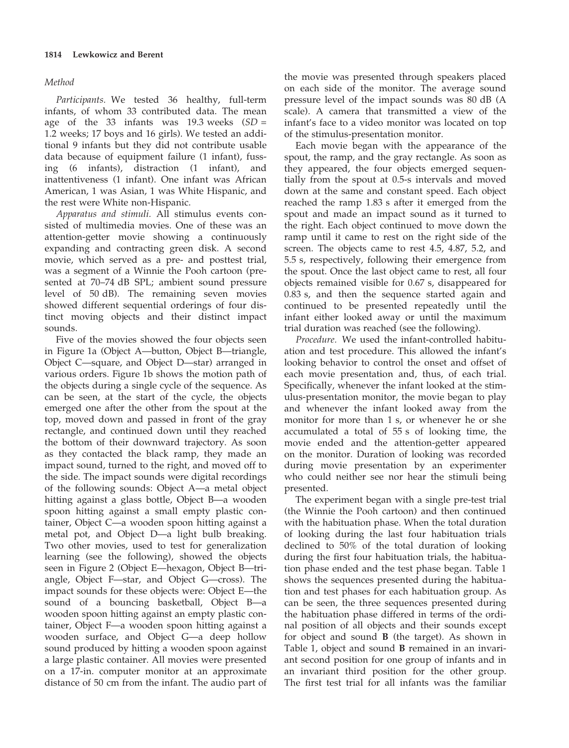### Method

*Participants.* We tested 36 healthy, full-term infants, of whom 33 contributed data. The mean age of the 33 infants was 19.3 weeks ($SD$ = 1.2 weeks; 17 boys and 16 girls). We tested an additional 9 infants but they did not contribute usable data because of equipment failure (1 infant), fussing (6 infants), distraction (1 infant), and inattentiveness (1 infant). One infant was African American, 1 was Asian, 1 was White Hispanic, and the rest were White non-Hispanic.

*Apparatus and stimuli.* All stimulus events consisted of multimedia movies. One of these was an attention-getter movie showing a continuously expanding and contracting green disk. A second movie, which served as a pre- and posttest trial, was a segment of a Winnie the Pooh cartoon (presented at 70–74 dB SPL; ambient sound pressure level of 50 dB). The remaining seven movies showed different sequential orderings of four distinct moving objects and their distinct impact sounds.

Five of the movies showed the four objects seen in Figure 1a (Object A—button, Object B—triangle, Object C—square, and Object D—star) arranged in various orders. Figure 1b shows the motion path of the objects during a single cycle of the sequence. As can be seen, at the start of the cycle, the objects emerged one after the other from the spout at the top, moved down and passed in front of the gray rectangle, and continued down until they reached the bottom of their downward trajectory. As soon as they contacted the black ramp, they made an impact sound, turned to the right, and moved off to the side. The impact sounds were digital recordings of the following sounds: Object A—a metal object hitting against a glass bottle, Object B—a wooden spoon hitting against a small empty plastic container, Object C—a wooden spoon hitting against a metal pot, and Object D—a light bulb breaking. Two other movies, used to test for generalization learning (see the following), showed the objects seen in Figure 2 (Object E—hexagon, Object B—triangle, Object F—star, and Object G—cross). The impact sounds for these objects were: Object E—the sound of a bouncing basketball, Object B—a wooden spoon hitting against an empty plastic container, Object F—a wooden spoon hitting against a wooden surface, and Object G—a deep hollow sound produced by hitting a wooden spoon against a large plastic container. All movies were presented on a 17-in. computer monitor at an approximate distance of 50 cm from the infant. The audio part of the movie was presented through speakers placed on each side of the monitor. The average sound pressure level of the impact sounds was 80 dB (A scale). A camera that transmitted a view of the infant's face to a video monitor was located on top of the stimulus-presentation monitor.

Each movie began with the appearance of the spout, the ramp, and the gray rectangle. As soon as they appeared, the four objects emerged sequentially from the spout at 0.5-s intervals and moved down at the same and constant speed. Each object reached the ramp 1.83 s after it emerged from the spout and made an impact sound as it turned to the right. Each object continued to move down the ramp until it came to rest on the right side of the screen. The objects came to rest 4.5, 4.87, 5.2, and 5.5 s, respectively, following their emergence from the spout. Once the last object came to rest, all four objects remained visible for 0.67 s, disappeared for 0.83 s, and then the sequence started again and continued to be presented repeatedly until the infant either looked away or until the maximum trial duration was reached (see the following).

*Procedure.* We used the infant-controlled habituation and test procedure. This allowed the infant's looking behavior to control the onset and offset of each movie presentation and, thus, of each trial. Specifically, whenever the infant looked at the stimulus-presentation monitor, the movie began to play and whenever the infant looked away from the monitor for more than 1 s, or whenever he or she accumulated a total of 55 s of looking time, the movie ended and the attention-getter appeared on the monitor. Duration of looking was recorded during movie presentation by an experimenter who could neither see nor hear the stimuli being presented.

The experiment began with a single pre-test trial (the Winnie the Pooh cartoon) and then continued with the habituation phase. When the total duration of looking during the last four habituation trials declined to 50% of the total duration of looking during the first four habituation trials, the habituation phase ended and the test phase began. Table 1 shows the sequences presented during the habituation and test phases for each habituation group. As can be seen, the three sequences presented during the habituation phase differed in terms of the ordinal position of all objects and their sounds except for object and sound **B** (the target). As shown in Table 1, object and sound **B** remained in an invariant second position for one group of infants and in an invariant third position for the other group. The first test trial for all infants was the familiar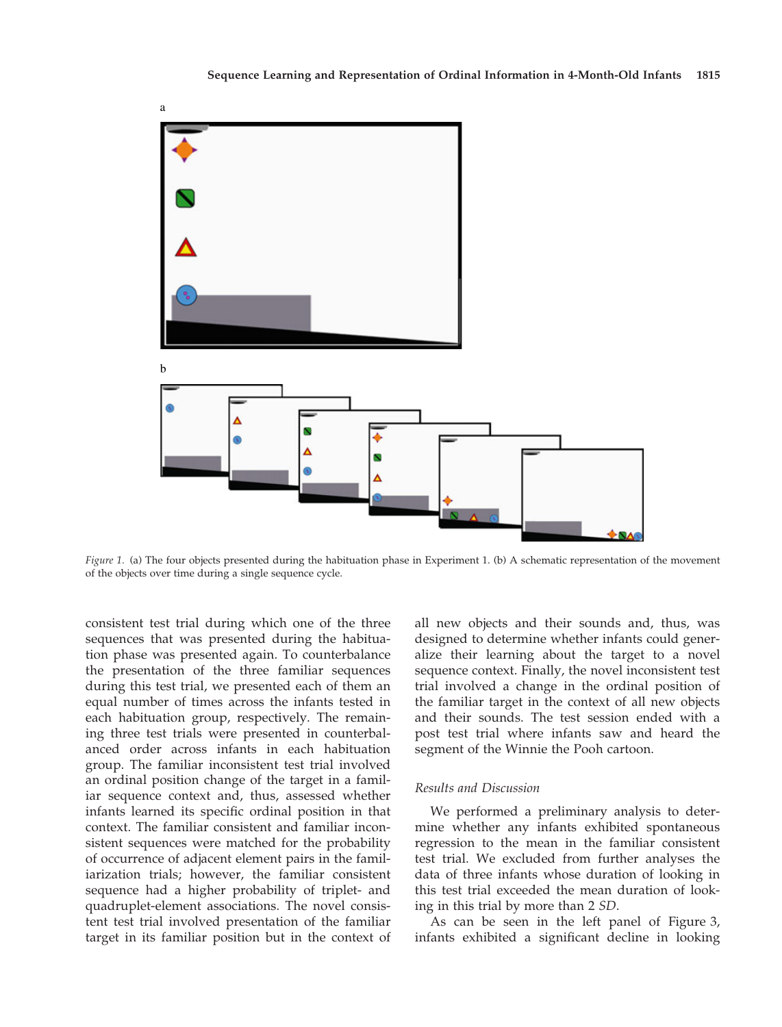a

b

*Figure 1.* (a) The four objects presented during the habituation phase in Experiment 1. (b) A schematic representation of the movement of the objects over time during a single sequence cycle.

consistent test trial during which one of the three sequences that was presented during the habituation phase was presented again. To counterbalance the presentation of the three familiar sequences during this test trial, we presented each of them an equal number of times across the infants tested in each habituation group, respectively. The remaining three test trials were presented in counterbalanced order across infants in each habituation group. The familiar inconsistent test trial involved an ordinal position change of the target in a familiar sequence context and, thus, assessed whether infants learned its specific ordinal position in that context. The familiar consistent and familiar inconsistent sequences were matched for the probability of occurrence of adjacent element pairs in the familiarization trials; however, the familiar consistent sequence had a higher probability of triplet- and quadruplet-element associations. The novel consistent test trial involved presentation of the familiar target in its familiar position but in the context of all new objects and their sounds and, thus, was designed to determine whether infants could generalize their learning about the target to a novel sequence context. Finally, the novel inconsistent test trial involved a change in the ordinal position of the familiar target in the context of all new objects and their sounds. The test session ended with a post test trial where infants saw and heard the segment of the Winnie the Pooh cartoon.

### Results and Discussion

We performed a preliminary analysis to determine whether any infants exhibited spontaneous regression to the mean in the familiar consistent test trial. We excluded from further analyses the data of three infants whose duration of looking in this test trial exceeded the mean duration of looking in this trial by more than 2 *SD*.

As can be seen in the left panel of Figure 3, infants exhibited a significant decline in looking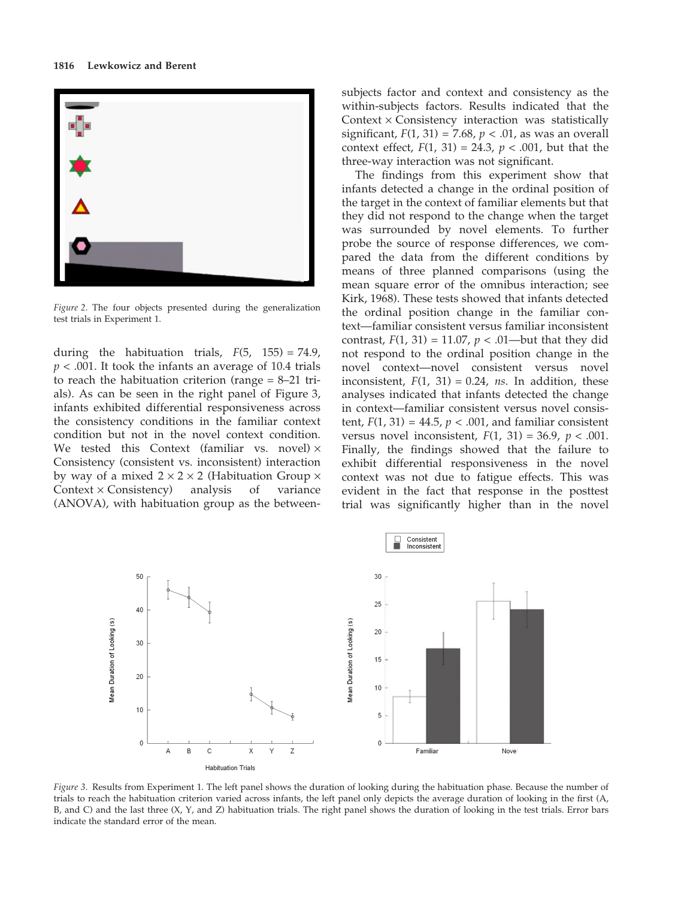Figure 2. The four objects presented during the generalization test trials in Experiment 1.

during the habituation trials, $F(5, 155) = 74.9$, $p < .001$. It took the infants an average of 10.4 trials to reach the habituation criterion (range = 8–21 trials). As can be seen in the right panel of Figure 3, infants exhibited differential responsiveness across the consistency conditions in the familiar context condition but not in the novel context condition. We tested this Context (familiar vs. novel) × Consistency (consistent vs. inconsistent) interaction by way of a mixed 2 × 2 × 2 (Habituation Group × Context × Consistency) analysis of variance (ANOVA), with habituation group as the between-subjects factor and context and consistency as the within-subjects factors. Results indicated that the Context × Consistency interaction was statistically significant, $F(1, 31) = 7.68$, $p < .01$, as was an overall context effect, $F(1, 31) = 24.3$, $p < .001$, but that the three-way interaction was not significant.

The findings from this experiment show that infants detected a change in the ordinal position of the target in the context of familiar elements but that they did not respond to the change when the target was surrounded by novel elements. To further probe the source of response differences, we compared the data from the different conditions by means of three planned comparisons (using the mean square error of the omnibus interaction; see Kirk, 1968). These tests showed that infants detected the ordinal position change in the familiar context—familiar consistent versus familiar inconsistent contrast, $F(1, 31) = 11.07$, $p < .01$—but that they did not respond to the ordinal position change in the novel context—novel consistent versus novel inconsistent, $F(1, 31) = 0.24$, *ns*. In addition, these analyses indicated that infants detected the change in context—familiar consistent versus novel consistent, $F(1, 31) = 44.5$, $p < .001$, and familiar consistent versus novel inconsistent, $F(1, 31) = 36.9$, $p < .001$. Finally, the findings showed that the failure to exhibit differential responsiveness in the novel context was not due to fatigue effects. This was evident in the fact that response in the posttest trial was significantly higher than in the novel

Figure 3. Results from Experiment 1. The left panel shows the duration of looking during the habituation phase. Because the number of trials to reach the habituation criterion varied across infants, the left panel only depicts the average duration of looking in the first (A, B, and C) and the last three (X, Y, and Z) habituation trials. The right panel shows the duration of looking in the test trials. Error bars indicate the standard error of the mean.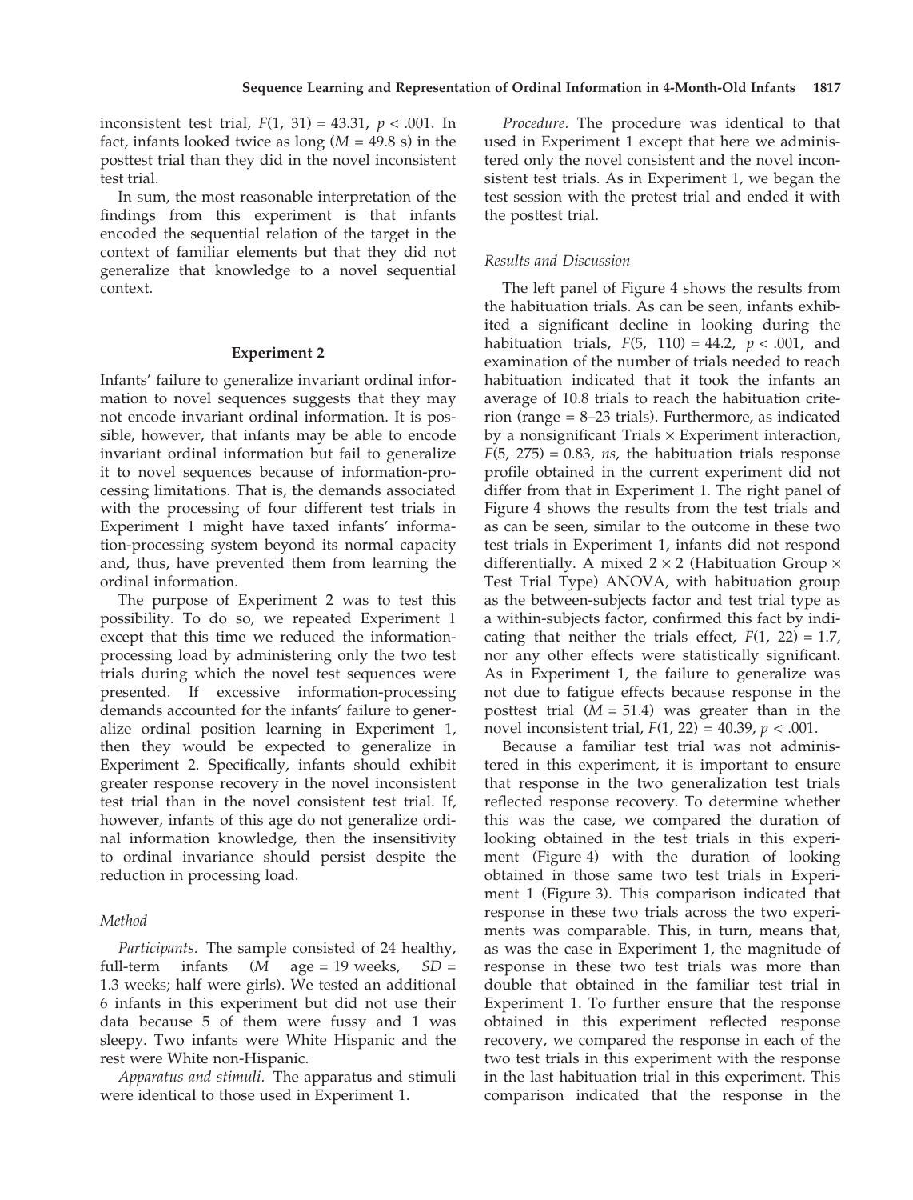inconsistent test trial, $F(1, 31) = 43.31$, $p < .001$. In fact, infants looked twice as long ($M = 49.8$ s) in the posttest trial than they did in the novel inconsistent test trial.

In sum, the most reasonable interpretation of the findings from this experiment is that infants encoded the sequential relation of the target in the context of familiar elements but that they did not generalize that knowledge to a novel sequential context.

## Experiment 2

Infants' failure to generalize invariant ordinal information to novel sequences suggests that they may not encode invariant ordinal information. It is possible, however, that infants may be able to encode invariant ordinal information but fail to generalize it to novel sequences because of information-processing limitations. That is, the demands associated with the processing of four different test trials in Experiment 1 might have taxed infants' information-processing system beyond its normal capacity and, thus, have prevented them from learning the ordinal information.

The purpose of Experiment 2 was to test this possibility. To do so, we repeated Experiment 1 except that this time we reduced the information-processing load by administering only the two test trials during which the novel test sequences were presented. If excessive information-processing demands accounted for the infants' failure to generalize ordinal position learning in Experiment 1, then they would be expected to generalize in Experiment 2. Specifically, infants should exhibit greater response recovery in the novel inconsistent test trial than in the novel consistent test trial. If, however, infants of this age do not generalize ordinal information knowledge, then the insensitivity to ordinal invariance should persist despite the reduction in processing load.

### Method

*Participants.* The sample consisted of 24 healthy, full-term infants ($M$ age = 19 weeks, $SD$ = 1.3 weeks; half were girls). We tested an additional 6 infants in this experiment but did not use their data because 5 of them were fussy and 1 was sleepy. Two infants were White Hispanic and the rest were White non-Hispanic.

*Apparatus and stimuli.* The apparatus and stimuli were identical to those used in Experiment 1.

*Procedure.* The procedure was identical to that used in Experiment 1 except that here we administered only the novel consistent and the novel inconsistent test trials. As in Experiment 1, we began the test session with the pretest trial and ended it with the posttest trial.

### Results and Discussion

The left panel of Figure 4 shows the results from the habituation trials. As can be seen, infants exhibited a significant decline in looking during the habituation trials, $F(5, 110) = 44.2$, $p < .001$, and examination of the number of trials needed to reach habituation indicated that it took the infants an average of 10.8 trials to reach the habituation criterion (range = 8–23 trials). Furthermore, as indicated by a nonsignificant Trials × Experiment interaction, $F(5, 275) = 0.83$, *ns*, the habituation trials response profile obtained in the current experiment did not differ from that in Experiment 1. The right panel of Figure 4 shows the results from the test trials and as can be seen, similar to the outcome in these two test trials in Experiment 1, infants did not respond differentially. A mixed 2 × 2 (Habituation Group × Test Trial Type) ANOVA, with habituation group as the between-subjects factor and test trial type as a within-subjects factor, confirmed this fact by indicating that neither the trials effect, $F(1, 22) = 1.7$, nor any other effects were statistically significant. As in Experiment 1, the failure to generalize was not due to fatigue effects because response in the posttest trial ($M = 51.4$) was greater than in the novel inconsistent trial, $F(1, 22) = 40.39$, $p < .001$.

Because a familiar test trial was not administered in this experiment, it is important to ensure that response in the two generalization test trials reflected response recovery. To determine whether this was the case, we compared the duration of looking obtained in the test trials in this experiment (Figure 4) with the duration of looking obtained in those same two test trials in Experiment 1 (Figure 3). This comparison indicated that response in these two trials across the two experiments was comparable. This, in turn, means that, as was the case in Experiment 1, the magnitude of response in these two test trials was more than double that obtained in the familiar test trial in Experiment 1. To further ensure that the response obtained in this experiment reflected response recovery, we compared the response in each of the two test trials in this experiment with the response in the last habituation trial in this experiment. This comparison indicated that the response in the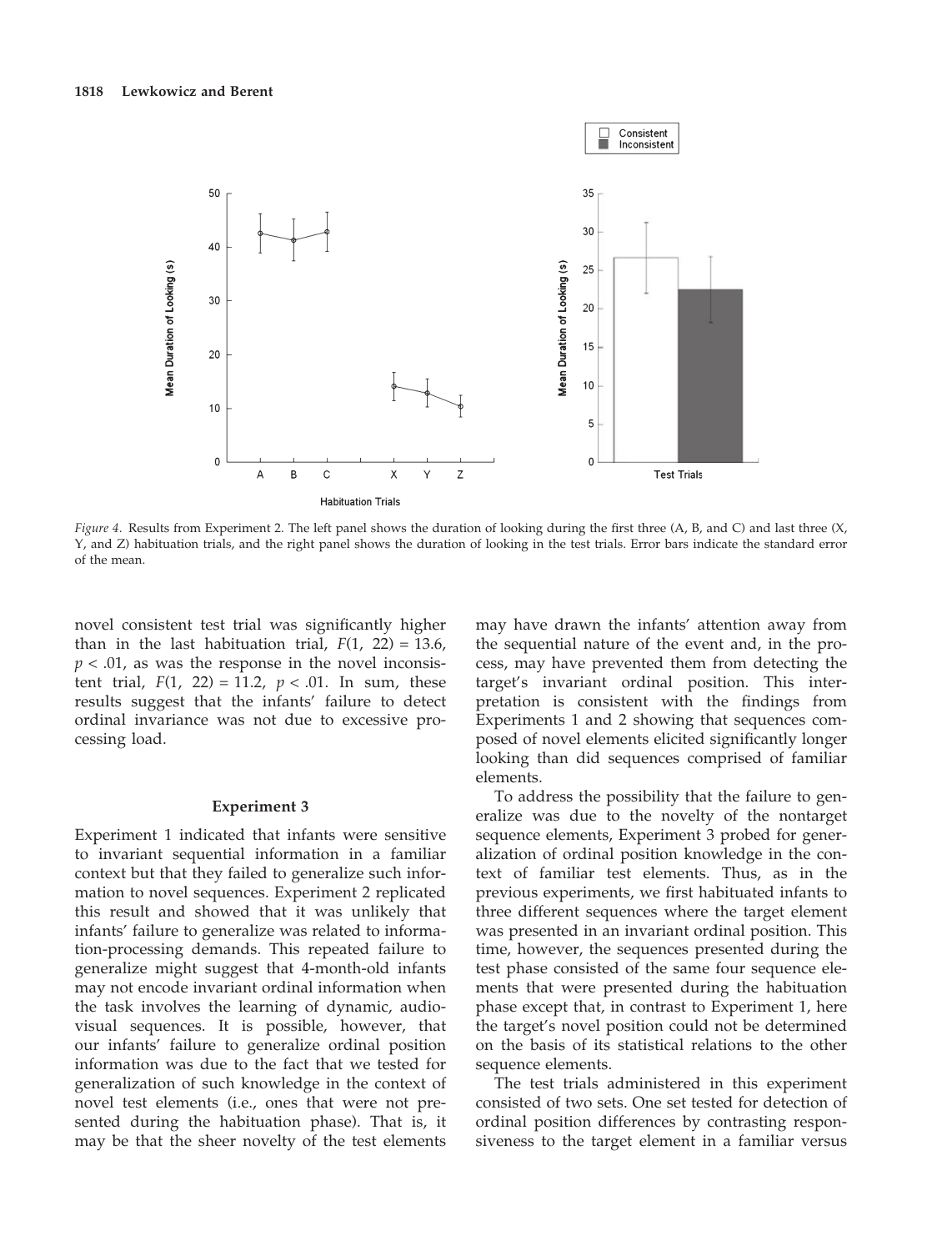*Figure 4.* Results from Experiment 2. The left panel shows the duration of looking during the first three (A, B, and C) and last three (X, Y, and Z) habituation trials, and the right panel shows the duration of looking in the test trials. Error bars indicate the standard error of the mean.

novel consistent test trial was significantly higher than in the last habituation trial, $F(1, 22) = 13.6$, $p < .01$, as was the response in the novel inconsistent trial, $F(1, 22) = 11.2$, $p < .01$. In sum, these results suggest that the infants' failure to detect ordinal invariance was not due to excessive processing load.

### Experiment 3

Experiment 1 indicated that infants were sensitive to invariant sequential information in a familiar context but that they failed to generalize such information to novel sequences. Experiment 2 replicated this result and showed that it was unlikely that infants' failure to generalize was related to information-processing demands. This repeated failure to generalize might suggest that 4-month-old infants may not encode invariant ordinal information when the task involves the learning of dynamic, audiovisual sequences. It is possible, however, that our infants' failure to generalize ordinal position information was due to the fact that we tested for generalization of such knowledge in the context of novel test elements (i.e., ones that were not presented during the habituation phase). That is, it may be that the sheer novelty of the test elements may have drawn the infants' attention away from the sequential nature of the event and, in the process, may have prevented them from detecting the target's invariant ordinal position. This interpretation is consistent with the findings from Experiments 1 and 2 showing that sequences composed of novel elements elicited significantly longer looking than did sequences comprised of familiar elements.

To address the possibility that the failure to generalize was due to the novelty of the nontarget sequence elements, Experiment 3 probed for generalization of ordinal position knowledge in the context of familiar test elements. Thus, as in the previous experiments, we first habituated infants to three different sequences where the target element was presented in an invariant ordinal position. This time, however, the sequences presented during the test phase consisted of the same four sequence elements that were presented during the habituation phase except that, in contrast to Experiment 1, here the target's novel position could not be determined on the basis of its statistical relations to the other sequence elements.

The test trials administered in this experiment consisted of two sets. One set tested for detection of ordinal position differences by contrasting responsiveness to the target element in a familiar versus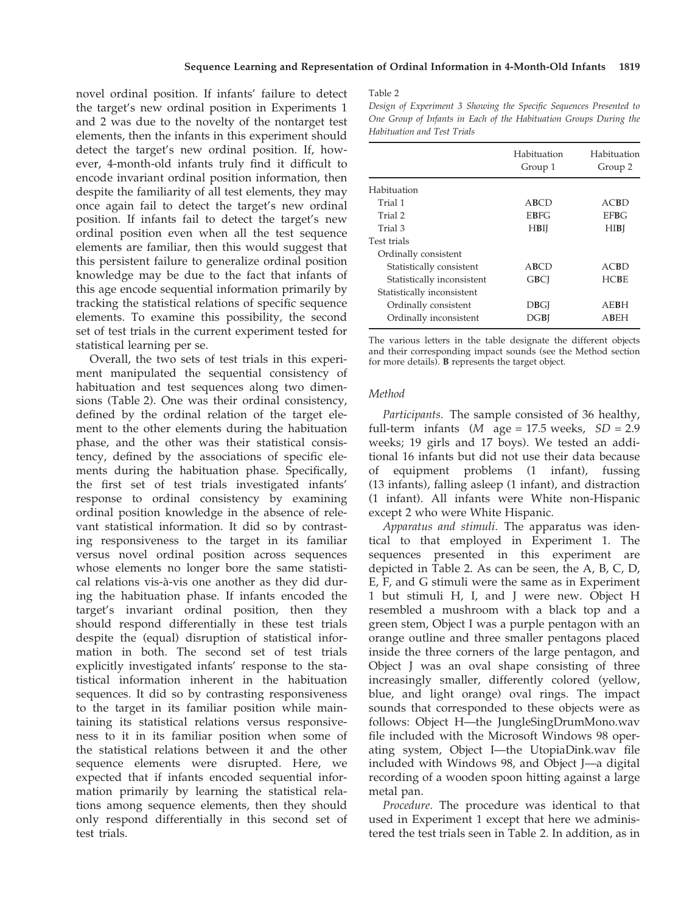novel ordinal position. If infants' failure to detect the target's new ordinal position in Experiments 1 and 2 was due to the novelty of the nontarget test elements, then the infants in this experiment should detect the target's new ordinal position. If, however, 4-month-old infants truly find it difficult to encode invariant ordinal position information, then despite the familiarity of all test elements, they may once again fail to detect the target's new ordinal position. If infants fail to detect the target's new ordinal position even when all the test sequence elements are familiar, then this would suggest that this persistent failure to generalize ordinal position knowledge may be due to the fact that infants of this age encode sequential information primarily by tracking the statistical relations of specific sequence elements. To examine this possibility, the second set of test trials in the current experiment tested for statistical learning per se.

Overall, the two sets of test trials in this experiment manipulated the sequential consistency of habituation and test sequences along two dimensions (Table 2). One was their ordinal consistency, defined by the ordinal relation of the target element to the other elements during the habituation phase, and the other was their statistical consistency, defined by the associations of specific elements during the habituation phase. Specifically, the first set of test trials investigated infants' response to ordinal consistency by examining ordinal position knowledge in the absence of relevant statistical information. It did so by contrasting responsiveness to the target in its familiar versus novel ordinal position across sequences whose elements no longer bore the same statistical relations vis-à-vis one another as they did during the habituation phase. If infants encoded the target's invariant ordinal position, then they should respond differentially in these test trials despite the (equal) disruption of statistical information in both. The second set of test trials explicitly investigated infants' response to the statistical information inherent in the habituation sequences. It did so by contrasting responsiveness to the target in its familiar position while maintaining its statistical relations versus responsiveness to it in its familiar position when some of the statistical relations between it and the other sequence elements were disrupted. Here, we expected that if infants encoded sequential information primarily by learning the statistical relations among sequence elements, then they should only respond differentially in this second set of test trials.

Table 2

*Design of Experiment 3 Showing the Specific Sequences Presented to One Group of Infants in Each of the Habituation Groups During the Habituation and Test Trials*

| | Habituation Group 1 | Habituation Group 2 |
|---|---|---|
| Habituation | | |
| Trial 1 | A**B**CD | AC**B**D |
| Trial 2 | E**B**FG | EF**B**G |
| Trial 3 | H**B**IJ | HI**B**J |
| Test trials | | |
| Ordinally consistent | | |
| Statistically consistent | A**B**CD | AC**B**D |
| Statistically inconsistent | G**B**CJ | HC**B**E |
| Statistically inconsistent | | |
| Ordinally consistent | D**B**GJ | AE**B**H |
| Ordinally inconsistent | DG**B**J | A**B**EH |

The various letters in the table designate the different objects and their corresponding impact sounds (see the Method section for more details). **B** represents the target object.

## Method

*Participants.* The sample consisted of 36 healthy, full-term infants (*M* age = 17.5 weeks, *SD* = 2.9 weeks; 19 girls and 17 boys). We tested an additional 16 infants but did not use their data because of equipment problems (1 infant), fussing (13 infants), falling asleep (1 infant), and distraction (1 infant). All infants were White non-Hispanic except 2 who were White Hispanic.

*Apparatus and stimuli.* The apparatus was identical to that employed in Experiment 1. The sequences presented in this experiment are depicted in Table 2. As can be seen, the A, B, C, D, E, F, and G stimuli were the same as in Experiment 1 but stimuli H, I, and J were new. Object H resembled a mushroom with a black top and a green stem, Object I was a purple pentagon with an orange outline and three smaller pentagons placed inside the three corners of the large pentagon, and Object J was an oval shape consisting of three increasingly smaller, differently colored (yellow, blue, and light orange) oval rings. The impact sounds that corresponded to these objects were as follows: Object H—the JungleSingDrumMono.wav file included with the Microsoft Windows 98 operating system, Object I—the UtopiaDink.wav file included with Windows 98, and Object J—a digital recording of a wooden spoon hitting against a large metal pan.

*Procedure.* The procedure was identical to that used in Experiment 1 except that here we administered the test trials seen in Table 2. In addition, as in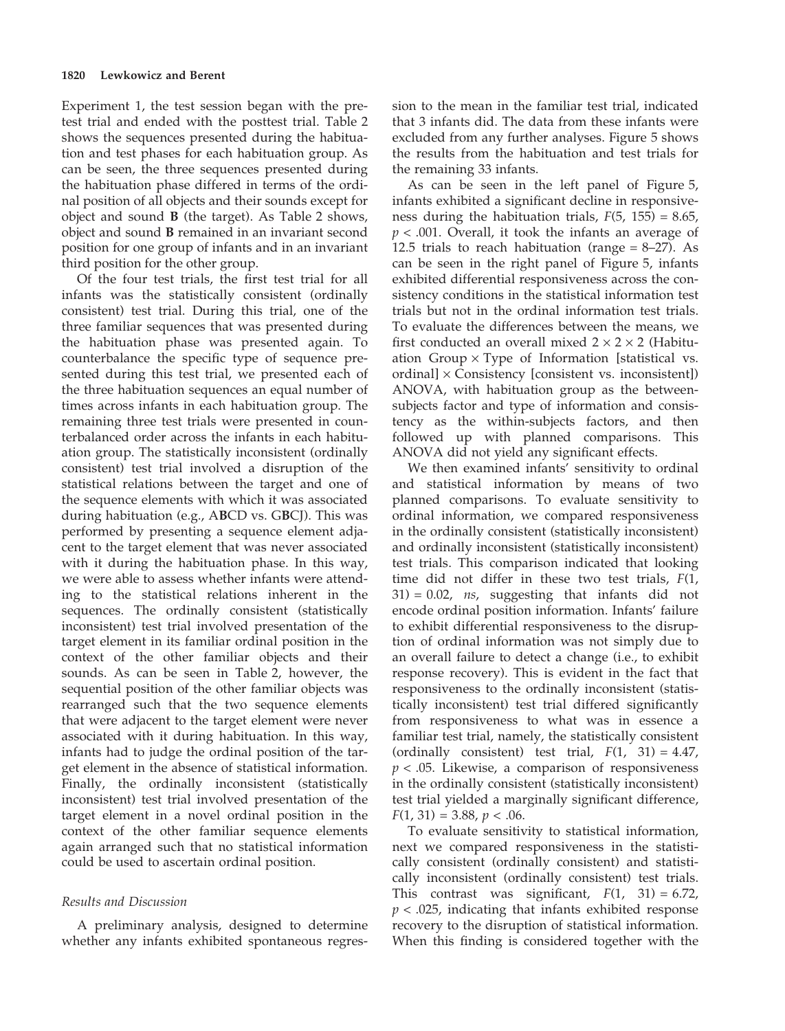Experiment 1, the test session began with the pretest trial and ended with the posttest trial. Table 2 shows the sequences presented during the habituation and test phases for each habituation group. As can be seen, the three sequences presented during the habituation phase differed in terms of the ordinal position of all objects and their sounds except for object and sound **B** (the target). As Table 2 shows, object and sound **B** remained in an invariant second position for one group of infants and in an invariant third position for the other group.

Of the four test trials, the first test trial for all infants was the statistically consistent (ordinally consistent) test trial. During this trial, one of the three familiar sequences that was presented during the habituation phase was presented again. To counterbalance the specific type of sequence presented during this test trial, we presented each of the three habituation sequences an equal number of times across infants in each habituation group. The remaining three test trials were presented in counterbalanced order across the infants in each habituation group. The statistically inconsistent (ordinally consistent) test trial involved a disruption of the statistical relations between the target and one of the sequence elements with which it was associated during habituation (e.g., A**B**CD vs. G**B**CJ). This was performed by presenting a sequence element adjacent to the target element that was never associated with it during the habituation phase. In this way, we were able to assess whether infants were attending to the statistical relations inherent in the sequences. The ordinally consistent (statistically inconsistent) test trial involved presentation of the target element in its familiar ordinal position in the context of the other familiar objects and their sounds. As can be seen in Table 2, however, the sequential position of the other familiar objects was rearranged such that the two sequence elements that were adjacent to the target element were never associated with it during habituation. In this way, infants had to judge the ordinal position of the target element in the absence of statistical information. Finally, the ordinally inconsistent (statistically inconsistent) test trial involved presentation of the target element in a novel ordinal position in the context of the other familiar sequence elements again arranged such that no statistical information could be used to ascertain ordinal position.

### Results and Discussion

A preliminary analysis, designed to determine whether any infants exhibited spontaneous regression to the mean in the familiar test trial, indicated that 3 infants did. The data from these infants were excluded from any further analyses. Figure 5 shows the results from the habituation and test trials for the remaining 33 infants.

As can be seen in the left panel of Figure 5, infants exhibited a significant decline in responsiveness during the habituation trials, $F(5, 155) = 8.65$, $p < .001$. Overall, it took the infants an average of 12.5 trials to reach habituation (range = 8–27). As can be seen in the right panel of Figure 5, infants exhibited differential responsiveness across the consistency conditions in the statistical information test trials but not in the ordinal information test trials. To evaluate the differences between the means, we first conducted an overall mixed $2 \times 2 \times 2$ (Habituation Group $\times$ Type of Information [statistical vs. ordinal] $\times$ Consistency [consistent vs. inconsistent]) ANOVA, with habituation group as the between-subjects factor and type of information and consistency as the within-subjects factors, and then followed up with planned comparisons. This ANOVA did not yield any significant effects.

We then examined infants' sensitivity to ordinal and statistical information by means of two planned comparisons. To evaluate sensitivity to ordinal information, we compared responsiveness in the ordinally consistent (statistically inconsistent) and ordinally inconsistent (statistically inconsistent) test trials. This comparison indicated that looking time did not differ in these two test trials, $F(1, 31) = 0.02$, *ns*, suggesting that infants did not encode ordinal position information. Infants' failure to exhibit differential responsiveness to the disruption of ordinal information was not simply due to an overall failure to detect a change (i.e., to exhibit response recovery). This is evident in the fact that responsiveness to the ordinally inconsistent (statistically inconsistent) test trial differed significantly from responsiveness to what was in essence a familiar test trial, namely, the statistically consistent (ordinally consistent) test trial, $F(1, 31) = 4.47$, $p < .05$. Likewise, a comparison of responsiveness in the ordinally consistent (statistically inconsistent) test trial yielded a marginally significant difference, $F(1, 31) = 3.88$, $p < .06$.

To evaluate sensitivity to statistical information, next we compared responsiveness in the statistically consistent (ordinally consistent) and statistically inconsistent (ordinally consistent) test trials. This contrast was significant, $F(1, 31) = 6.72$, $p < .025$, indicating that infants exhibited response recovery to the disruption of statistical information. When this finding is considered together with the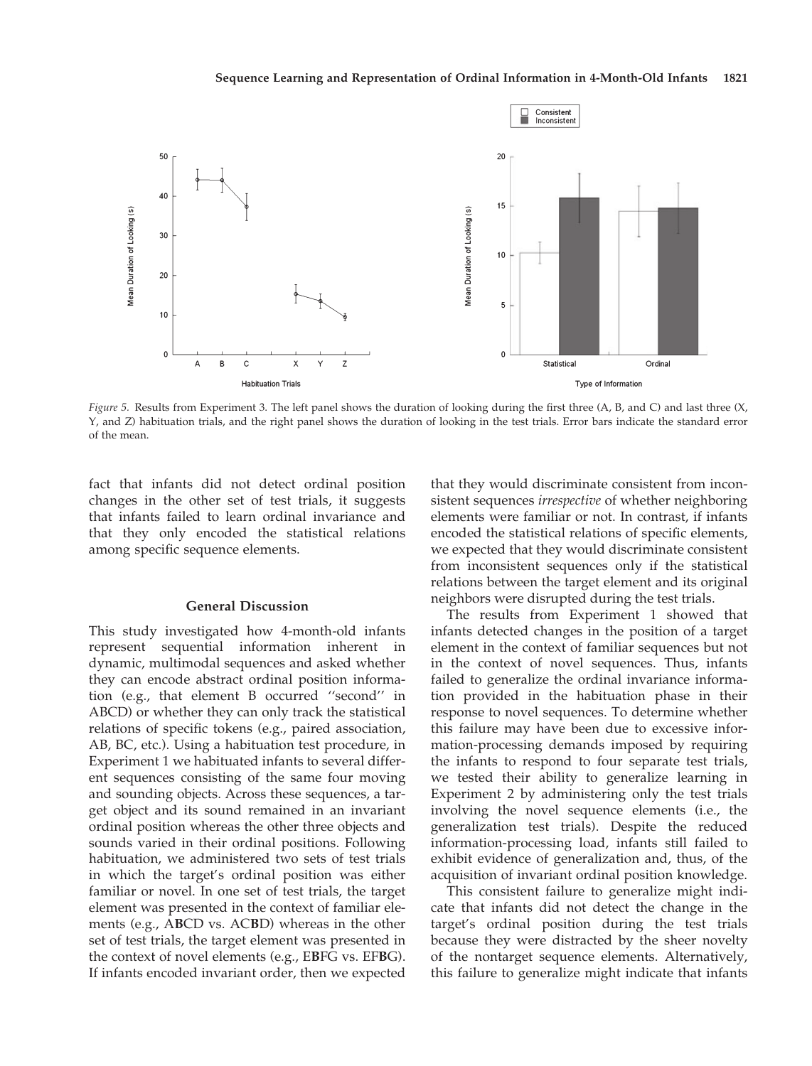50
40
30
20
10
0
Mean Duration of Looking (s)
A B C X Y Z
Habituation Trials

Consistent
Inconsistent
20
15
10
5
0
Mean Duration of Looking (s)
Statistical Ordinal
Type of Information

*Figure 5.* Results from Experiment 3. The left panel shows the duration of looking during the first three (A, B, and C) and last three (X, Y, and Z) habituation trials, and the right panel shows the duration of looking in the test trials. Error bars indicate the standard error of the mean.

fact that infants did not detect ordinal position changes in the other set of test trials, it suggests that infants failed to learn ordinal invariance and that they only encoded the statistical relations among specific sequence elements.

## General Discussion

This study investigated how 4-month-old infants represent sequential information inherent in dynamic, multimodal sequences and asked whether they can encode abstract ordinal position information (e.g., that element B occurred ''second'' in ABCD) or whether they can only track the statistical relations of specific tokens (e.g., paired association, AB, BC, etc.). Using a habituation test procedure, in Experiment 1 we habituated infants to several different sequences consisting of the same four moving and sounding objects. Across these sequences, a target object and its sound remained in an invariant ordinal position whereas the other three objects and sounds varied in their ordinal positions. Following habituation, we administered two sets of test trials in which the target's ordinal position was either familiar or novel. In one set of test trials, the target element was presented in the context of familiar elements (e.g., A**B**CD vs. AC**B**D) whereas in the other set of test trials, the target element was presented in the context of novel elements (e.g., E**B**FG vs. EF**B**G). If infants encoded invariant order, then we expected that they would discriminate consistent from inconsistent sequences *irrespective* of whether neighboring elements were familiar or not. In contrast, if infants encoded the statistical relations of specific elements, we expected that they would discriminate consistent from inconsistent sequences only if the statistical relations between the target element and its original neighbors were disrupted during the test trials.

The results from Experiment 1 showed that infants detected changes in the position of a target element in the context of familiar sequences but not in the context of novel sequences. Thus, infants failed to generalize the ordinal invariance information provided in the habituation phase in their response to novel sequences. To determine whether this failure may have been due to excessive information-processing demands imposed by requiring the infants to respond to four separate test trials, we tested their ability to generalize learning in Experiment 2 by administering only the test trials involving the novel sequence elements (i.e., the generalization test trials). Despite the reduced information-processing load, infants still failed to exhibit evidence of generalization and, thus, of the acquisition of invariant ordinal position knowledge.

This consistent failure to generalize might indicate that infants did not detect the change in the target's ordinal position during the test trials because they were distracted by the sheer novelty of the nontarget sequence elements. Alternatively, this failure to generalize might indicate that infants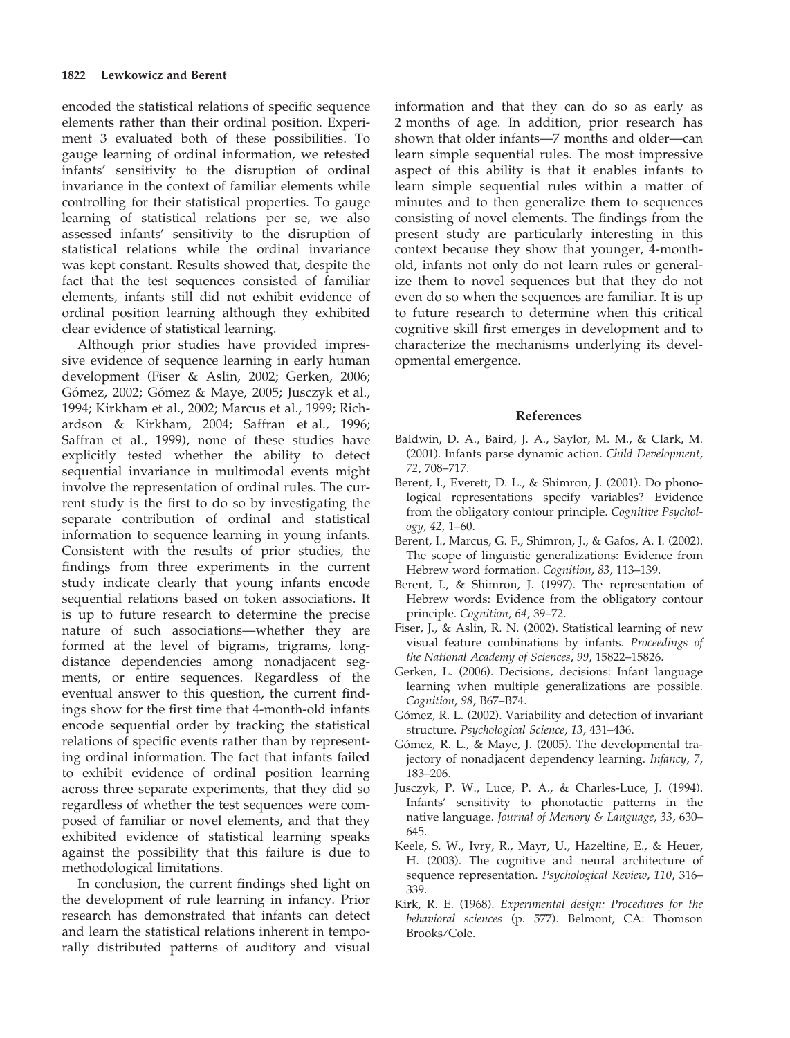encoded the statistical relations of specific sequence elements rather than their ordinal position. Experiment 3 evaluated both of these possibilities. To gauge learning of ordinal information, we retested infants' sensitivity to the disruption of ordinal invariance in the context of familiar elements while controlling for their statistical properties. To gauge learning of statistical relations per se, we also assessed infants' sensitivity to the disruption of statistical relations while the ordinal invariance was kept constant. Results showed that, despite the fact that the test sequences consisted of familiar elements, infants still did not exhibit evidence of ordinal position learning although they exhibited clear evidence of statistical learning.

Although prior studies have provided impressive evidence of sequence learning in early human development (Fiser & Aslin, 2002; Gerken, 2006; Gómez, 2002; Gómez & Maye, 2005; Jusczyk et al., 1994; Kirkham et al., 2002; Marcus et al., 1999; Richardson & Kirkham, 2004; Saffran et al., 1996; Saffran et al., 1999), none of these studies have explicitly tested whether the ability to detect sequential invariance in multimodal events might involve the representation of ordinal rules. The current study is the first to do so by investigating the separate contribution of ordinal and statistical information to sequence learning in young infants. Consistent with the results of prior studies, the findings from three experiments in the current study indicate clearly that young infants encode sequential relations based on token associations. It is up to future research to determine the precise nature of such associations—whether they are formed at the level of bigrams, trigrams, long-distance dependencies among nonadjacent segments, or entire sequences. Regardless of the eventual answer to this question, the current findings show for the first time that 4-month-old infants encode sequential order by tracking the statistical relations of specific events rather than by representing ordinal information. The fact that infants failed to exhibit evidence of ordinal position learning across three separate experiments, that they did so regardless of whether the test sequences were composed of familiar or novel elements, and that they exhibited evidence of statistical learning speaks against the possibility that this failure is due to methodological limitations.

In conclusion, the current findings shed light on the development of rule learning in infancy. Prior research has demonstrated that infants can detect and learn the statistical relations inherent in temporally distributed patterns of auditory and visual information and that they can do so as early as 2 months of age. In addition, prior research has shown that older infants—7 months and older—can learn simple sequential rules. The most impressive aspect of this ability is that it enables infants to learn simple sequential rules within a matter of minutes and to then generalize them to sequences consisting of novel elements. The findings from the present study are particularly interesting in this context because they show that younger, 4-month-old, infants not only do not learn rules or generalize them to novel sequences but that they do not even do so when the sequences are familiar. It is up to future research to determine when this critical cognitive skill first emerges in development and to characterize the mechanisms underlying its developmental emergence.

## References

Baldwin, D. A., Baird, J. A., Saylor, M. M., & Clark, M. (2001). Infants parse dynamic action. *Child Development*, *72*, 708–717.

Berent, I., Everett, D. L., & Shimron, J. (2001). Do phonological representations specify variables? Evidence from the obligatory contour principle. *Cognitive Psychology*, *42*, 1–60.

Berent, I., Marcus, G. F., Shimron, J., & Gafos, A. I. (2002). The scope of linguistic generalizations: Evidence from Hebrew word formation. *Cognition*, *83*, 113–139.

Berent, I., & Shimron, J. (1997). The representation of Hebrew words: Evidence from the obligatory contour principle. *Cognition*, *64*, 39–72.

Fiser, J., & Aslin, R. N. (2002). Statistical learning of new visual feature combinations by infants. *Proceedings of the National Academy of Sciences*, *99*, 15822–15826.

Gerken, L. (2006). Decisions, decisions: Infant language learning when multiple generalizations are possible. *Cognition*, *98*, B67–B74.

Gómez, R. L. (2002). Variability and detection of invariant structure. *Psychological Science*, *13*, 431–436.

Gómez, R. L., & Maye, J. (2005). The developmental trajectory of nonadjacent dependency learning. *Infancy*, *7*, 183–206.

Jusczyk, P. W., Luce, P. A., & Charles-Luce, J. (1994). Infants' sensitivity to phonotactic patterns in the native language. *Journal of Memory & Language*, *33*, 630–645.

Keele, S. W., Ivry, R., Mayr, U., Hazeltine, E., & Heuer, H. (2003). The cognitive and neural architecture of sequence representation. *Psychological Review*, *110*, 316–339.

Kirk, R. E. (1968). *Experimental design: Procedures for the behavioral sciences* (p. 577). Belmont, CA: Thomson Brooks/Cole.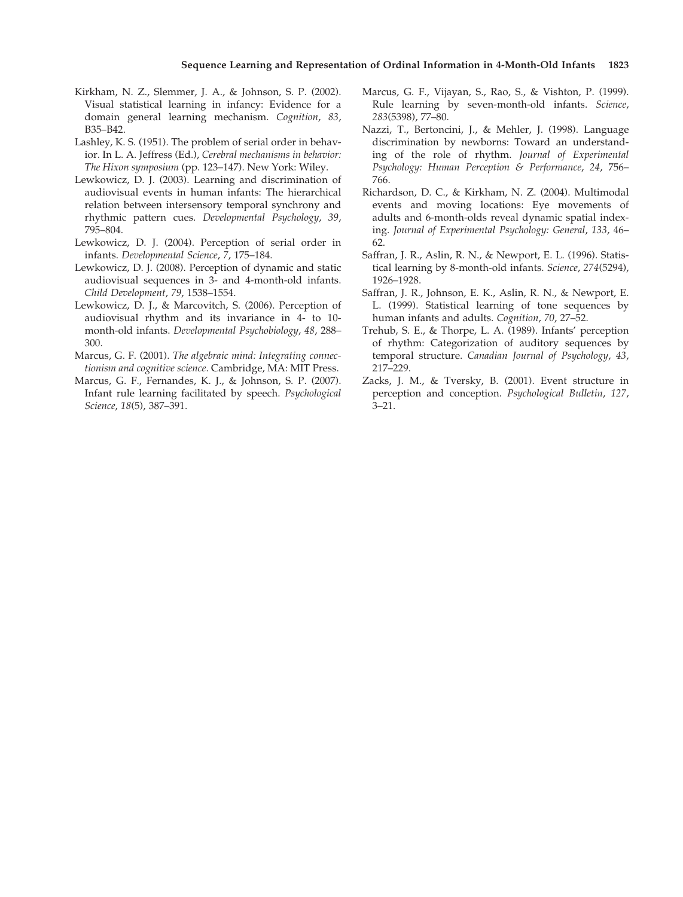Kirkham, N. Z., Slemmer, J. A., & Johnson, S. P. (2002). Visual statistical learning in infancy: Evidence for a domain general learning mechanism. *Cognition*, *83*, B35–B42.

Lashley, K. S. (1951). The problem of serial order in behavior. In L. A. Jeffress (Ed.), *Cerebral mechanisms in behavior: The Hixon symposium* (pp. 123–147). New York: Wiley.

Lewkowicz, D. J. (2003). Learning and discrimination of audiovisual events in human infants: The hierarchical relation between intersensory temporal synchrony and rhythmic pattern cues. *Developmental Psychology*, *39*, 795–804.

Lewkowicz, D. J. (2004). Perception of serial order in infants. *Developmental Science*, *7*, 175–184.

Lewkowicz, D. J. (2008). Perception of dynamic and static audiovisual sequences in 3- and 4-month-old infants. *Child Development*, *79*, 1538–1554.

Lewkowicz, D. J., & Marcovitch, S. (2006). Perception of audiovisual rhythm and its invariance in 4- to 10-month-old infants. *Developmental Psychobiology*, *48*, 288–300.

Marcus, G. F. (2001). *The algebraic mind: Integrating connectionism and cognitive science*. Cambridge, MA: MIT Press.

Marcus, G. F., Fernandes, K. J., & Johnson, S. P. (2007). Infant rule learning facilitated by speech. *Psychological Science*, *18*(5), 387–391.

Marcus, G. F., Vijayan, S., Rao, S., & Vishton, P. (1999). Rule learning by seven-month-old infants. *Science*, *283*(5398), 77–80.

Nazzi, T., Bertoncini, J., & Mehler, J. (1998). Language discrimination by newborns: Toward an understanding of the role of rhythm. *Journal of Experimental Psychology: Human Perception & Performance*, *24*, 756–766.

Richardson, D. C., & Kirkham, N. Z. (2004). Multimodal events and moving locations: Eye movements of adults and 6-month-olds reveal dynamic spatial indexing. *Journal of Experimental Psychology: General*, *133*, 46–62.

Saffran, J. R., Aslin, R. N., & Newport, E. L. (1996). Statistical learning by 8-month-old infants. *Science*, *274*(5294), 1926–1928.

Saffran, J. R., Johnson, E. K., Aslin, R. N., & Newport, E. L. (1999). Statistical learning of tone sequences by human infants and adults. *Cognition*, *70*, 27–52.

Trehub, S. E., & Thorpe, L. A. (1989). Infants' perception of rhythm: Categorization of auditory sequences by temporal structure. *Canadian Journal of Psychology*, *43*, 217–229.

Zacks, J. M., & Tversky, B. (2001). Event structure in perception and conception. *Psychological Bulletin*, *127*, 3–21.